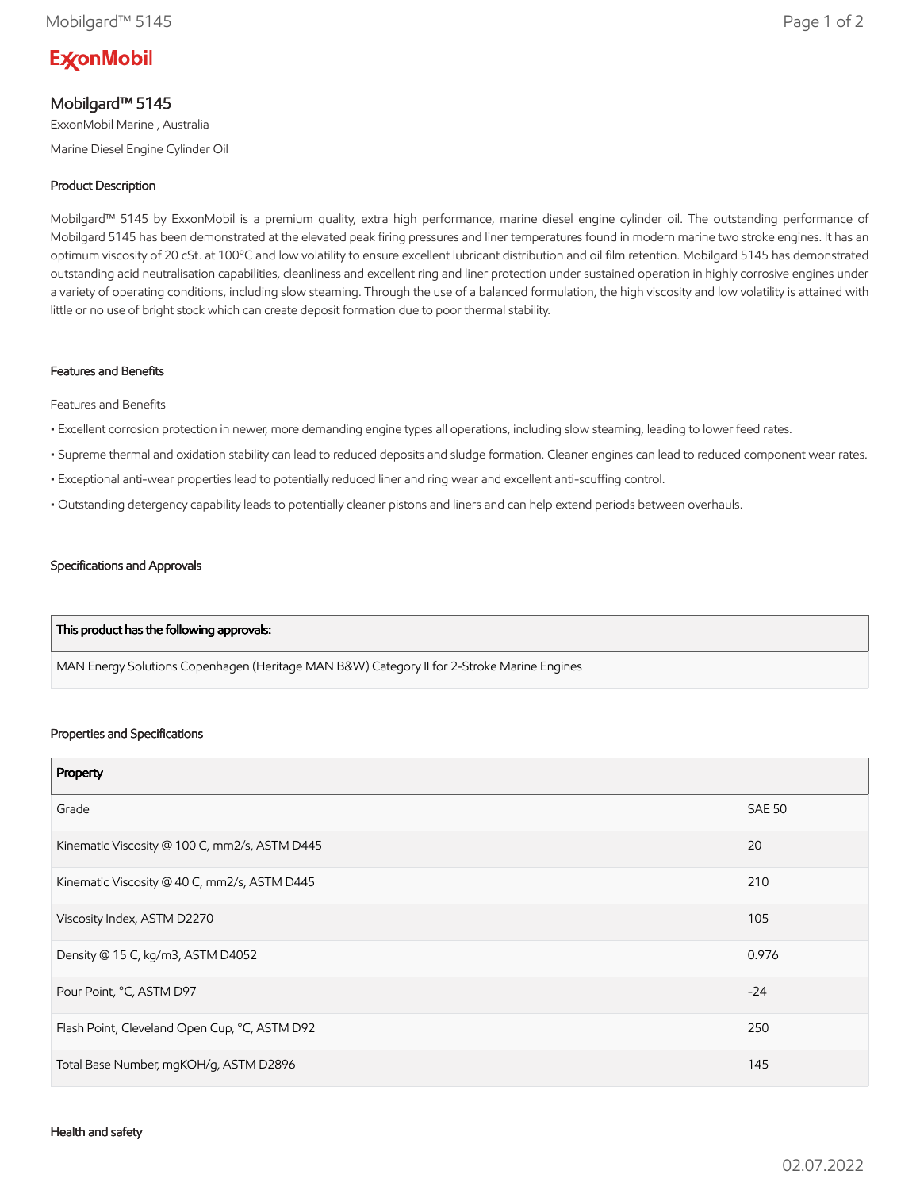ExxonMobil

# Mobilgard™ 5145

ExxonMobil Marine , Australia

Marine Diesel Engine Cylinder Oil

## Product Description

Mobilgard™ 5145 by ExxonMobil is a premium quality, extra high performance, marine diesel engine cylinder oil. The outstanding performance of Mobilgard 5145 has been demonstrated at the elevated peak firing pressures and liner temperatures found in modern marine two stroke engines. It has an optimum viscosity of 20 cSt. at 100°C and low volatility to ensure excellent lubricant distribution and oil film retention. Mobilgard 5145 has demonstrated outstanding acid neutralisation capabilities, cleanliness and excellent ring and liner protection under sustained operation in highly corrosive engines under a variety of operating conditions, including slow steaming. Through the use of a balanced formulation, the high viscosity and low volatility is attained with little or no use of bright stock which can create deposit formation due to poor thermal stability.

## Features and Benefits

Features and Benefits

- Excellent corrosion protection in newer, more demanding engine types all operations, including slow steaming, leading to lower feed rates.
- Supreme thermal and oxidation stability can lead to reduced deposits and sludge formation. Cleaner engines can lead to reduced component wear rates.
- Exceptional anti-wear properties lead to potentially reduced liner and ring wear and excellent anti-scuffing control.
- Outstanding detergency capability leads to potentially cleaner pistons and liners and can help extend periods between overhauls.

## Specifications and Approvals

| This product has the following approvals: |
| --- |
| MAN Energy Solutions Copenhagen (Heritage MAN B&W) Category II for 2-Stroke Marine Engines |

## Properties and Specifications

| Property | |
| --- | --- |
| Grade | SAE 50 |
| Kinematic Viscosity @ 100 C, mm2/s, ASTM D445 | 20 |
| Kinematic Viscosity @ 40 C, mm2/s, ASTM D445 | 210 |
| Viscosity Index, ASTM D2270 | 105 |
| Density @ 15 C, kg/m3, ASTM D4052 | 0.976 |
| Pour Point, °C, ASTM D97 | -24 |
| Flash Point, Cleveland Open Cup, °C, ASTM D92 | 250 |
| Total Base Number, mgKOH/g, ASTM D2896 | 145 |

## Health and safety

02.07.2022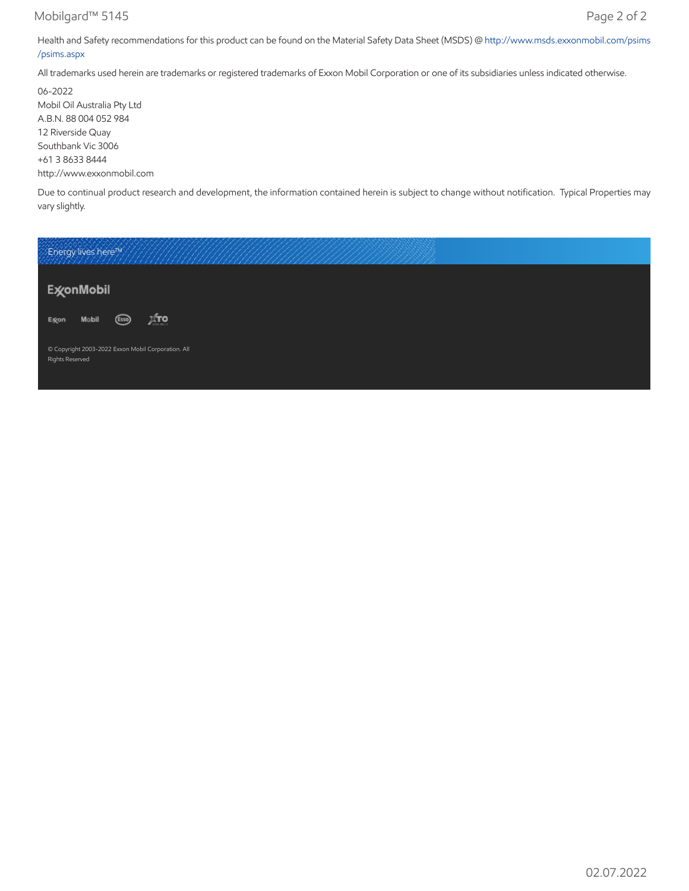Health and Safety recommendations for this product can be found on the Material Safety Data Sheet (MSDS) @ http://www.msds.exxonmobil.com/psims/psims.aspx

All trademarks used herein are trademarks or registered trademarks of Exxon Mobil Corporation or one of its subsidiaries unless indicated otherwise.

06-2022
Mobil Oil Australia Pty Ltd
A.B.N. 88 004 052 984
12 Riverside Quay
Southbank Vic 3006
+61 3 8633 8444
http://www.exxonmobil.com

Due to continual product research and development, the information contained herein is subject to change without notification. Typical Properties may vary slightly.

Energy lives here™

ExxonMobil

Exxon Mobil Esso XTO

© Copyright 2003-2022 Exxon Mobil Corporation. All Rights Reserved